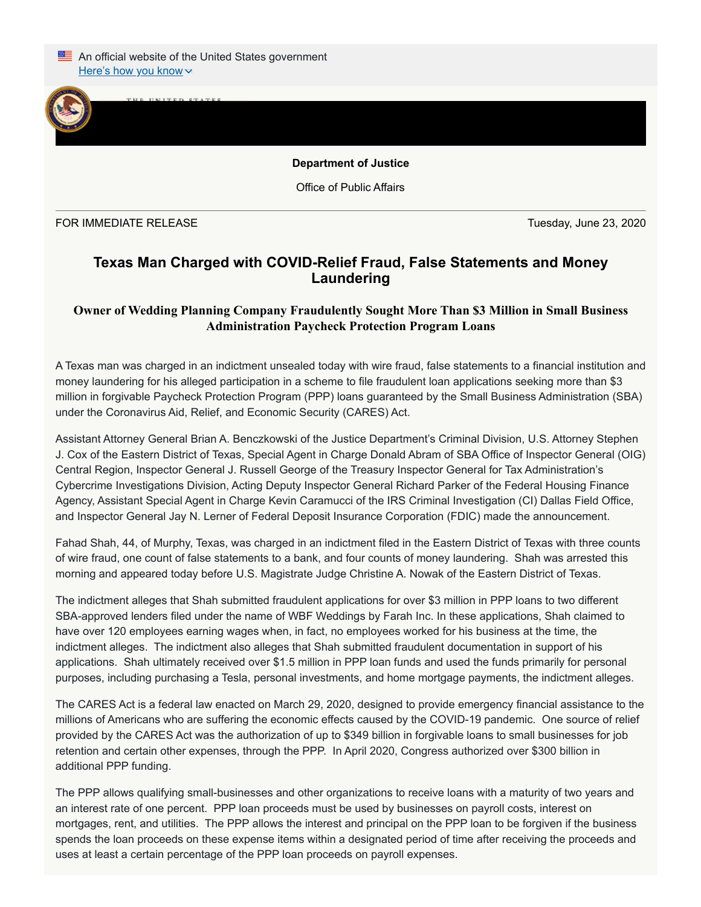An official website of the United States government

Here's how you know

**Department of Justice**

Office of Public Affairs

FOR IMMEDIATE RELEASE Tuesday, June 23, 2020

# Texas Man Charged with COVID-Relief Fraud, False Statements and Money Laundering

## Owner of Wedding Planning Company Fraudulently Sought More Than $3 Million in Small Business Administration Paycheck Protection Program Loans

A Texas man was charged in an indictment unsealed today with wire fraud, false statements to a financial institution and money laundering for his alleged participation in a scheme to file fraudulent loan applications seeking more than $3 million in forgivable Paycheck Protection Program (PPP) loans guaranteed by the Small Business Administration (SBA) under the Coronavirus Aid, Relief, and Economic Security (CARES) Act.

Assistant Attorney General Brian A. Benczkowski of the Justice Department's Criminal Division, U.S. Attorney Stephen J. Cox of the Eastern District of Texas, Special Agent in Charge Donald Abram of SBA Office of Inspector General (OIG) Central Region, Inspector General J. Russell George of the Treasury Inspector General for Tax Administration's Cybercrime Investigations Division, Acting Deputy Inspector General Richard Parker of the Federal Housing Finance Agency, Assistant Special Agent in Charge Kevin Caramucci of the IRS Criminal Investigation (CI) Dallas Field Office, and Inspector General Jay N. Lerner of Federal Deposit Insurance Corporation (FDIC) made the announcement.

Fahad Shah, 44, of Murphy, Texas, was charged in an indictment filed in the Eastern District of Texas with three counts of wire fraud, one count of false statements to a bank, and four counts of money laundering. Shah was arrested this morning and appeared today before U.S. Magistrate Judge Christine A. Nowak of the Eastern District of Texas.

The indictment alleges that Shah submitted fraudulent applications for over $3 million in PPP loans to two different SBA-approved lenders filed under the name of WBF Weddings by Farah Inc. In these applications, Shah claimed to have over 120 employees earning wages when, in fact, no employees worked for his business at the time, the indictment alleges. The indictment also alleges that Shah submitted fraudulent documentation in support of his applications. Shah ultimately received over $1.5 million in PPP loan funds and used the funds primarily for personal purposes, including purchasing a Tesla, personal investments, and home mortgage payments, the indictment alleges.

The CARES Act is a federal law enacted on March 29, 2020, designed to provide emergency financial assistance to the millions of Americans who are suffering the economic effects caused by the COVID-19 pandemic. One source of relief provided by the CARES Act was the authorization of up to $349 billion in forgivable loans to small businesses for job retention and certain other expenses, through the PPP. In April 2020, Congress authorized over $300 billion in additional PPP funding.

The PPP allows qualifying small-businesses and other organizations to receive loans with a maturity of two years and an interest rate of one percent. PPP loan proceeds must be used by businesses on payroll costs, interest on mortgages, rent, and utilities. The PPP allows the interest and principal on the PPP loan to be forgiven if the business spends the loan proceeds on these expense items within a designated period of time after receiving the proceeds and uses at least a certain percentage of the PPP loan proceeds on payroll expenses.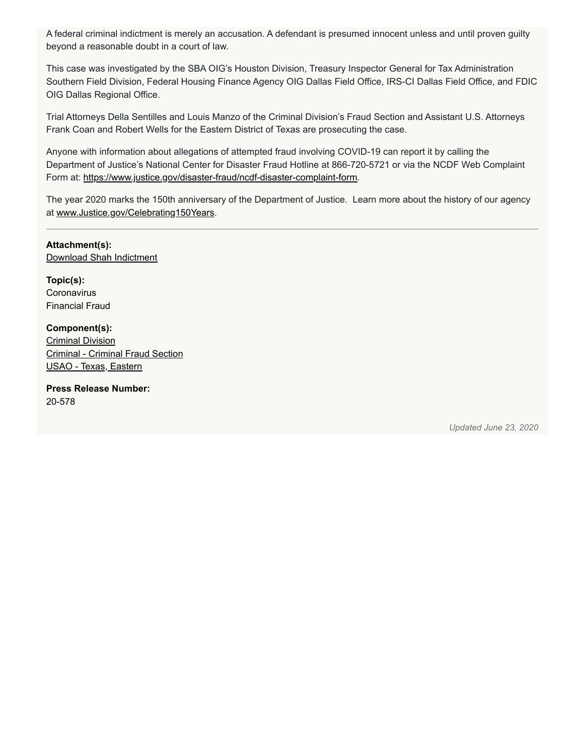A federal criminal indictment is merely an accusation. A defendant is presumed innocent unless and until proven guilty beyond a reasonable doubt in a court of law.

This case was investigated by the SBA OIG's Houston Division, Treasury Inspector General for Tax Administration Southern Field Division, Federal Housing Finance Agency OIG Dallas Field Office, IRS-CI Dallas Field Office, and FDIC OIG Dallas Regional Office.

Trial Attorneys Della Sentilles and Louis Manzo of the Criminal Division's Fraud Section and Assistant U.S. Attorneys Frank Coan and Robert Wells for the Eastern District of Texas are prosecuting the case.

Anyone with information about allegations of attempted fraud involving COVID-19 can report it by calling the Department of Justice's National Center for Disaster Fraud Hotline at 866-720-5721 or via the NCDF Web Complaint Form at: https://www.justice.gov/disaster-fraud/ncdf-disaster-complaint-form.

The year 2020 marks the 150th anniversary of the Department of Justice. Learn more about the history of our agency at www.Justice.gov/Celebrating150Years.

---

**Attachment(s):**
Download Shah Indictment

**Topic(s):**
Coronavirus
Financial Fraud

**Component(s):**
Criminal Division
Criminal - Criminal Fraud Section
USAO - Texas, Eastern

**Press Release Number:**
20-578

*Updated June 23, 2020*